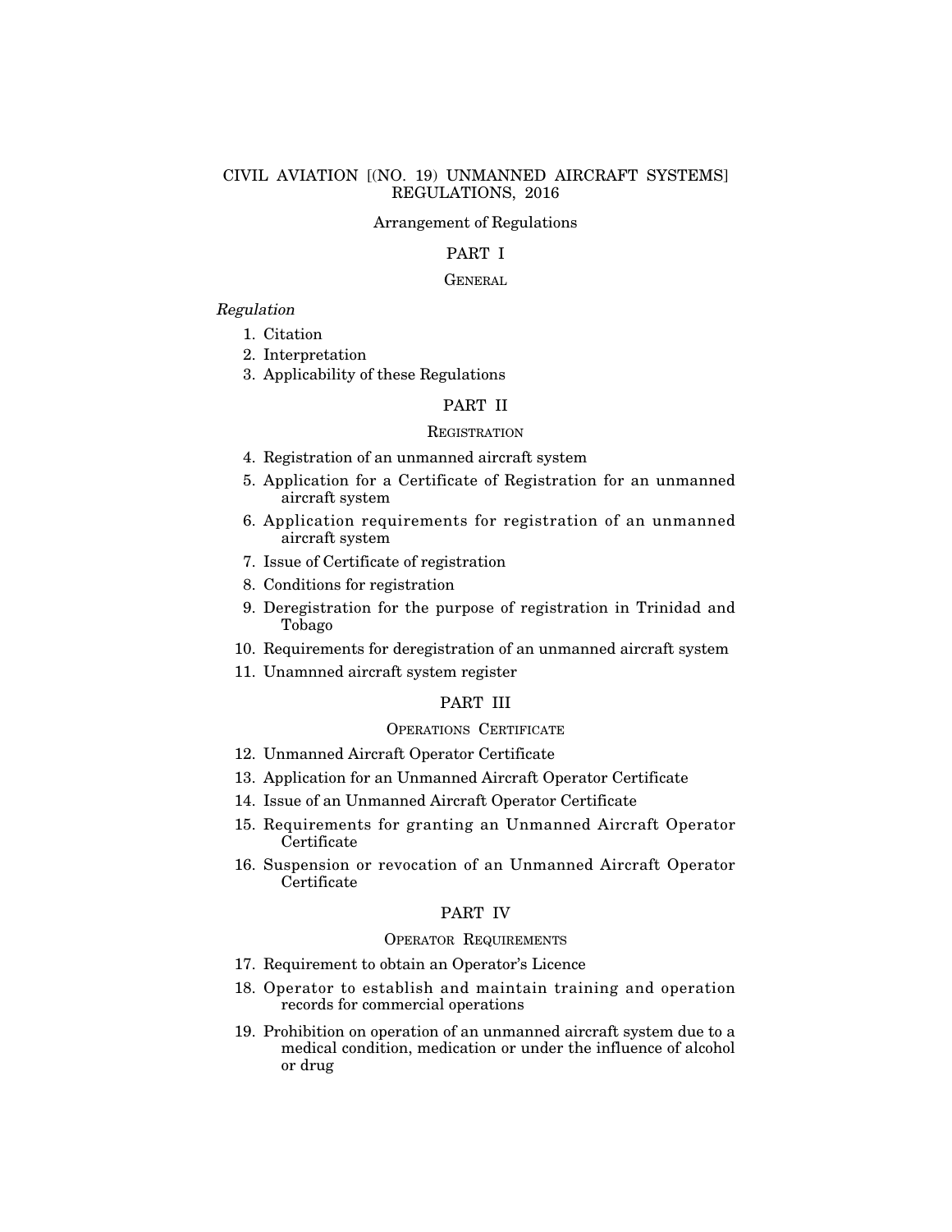# CIVIL AVIATION [(NO. 19) UNMANNED AIRCRAFT SYSTEMS] REGULATIONS, 2016

Arrangement of Regulations

## PART I

### GENERAL

*Regulation*

1. Citation
2. Interpretation
3. Applicability of these Regulations

## PART II

### REGISTRATION

4. Registration of an unmanned aircraft system
5. Application for a Certificate of Registration for an unmanned aircraft system
6. Application requirements for registration of an unmanned aircraft system
7. Issue of Certificate of registration
8. Conditions for registration
9. Deregistration for the purpose of registration in Trinidad and Tobago
10. Requirements for deregistration of an unmanned aircraft system
11. Unamnned aircraft system register

## PART III

### OPERATIONS CERTIFICATE

12. Unmanned Aircraft Operator Certificate
13. Application for an Unmanned Aircraft Operator Certificate
14. Issue of an Unmanned Aircraft Operator Certificate
15. Requirements for granting an Unmanned Aircraft Operator Certificate
16. Suspension or revocation of an Unmanned Aircraft Operator Certificate

## PART IV

### OPERATOR REQUIREMENTS

17. Requirement to obtain an Operator's Licence
18. Operator to establish and maintain training and operation records for commercial operations
19. Prohibition on operation of an unmanned aircraft system due to a medical condition, medication or under the influence of alcohol or drug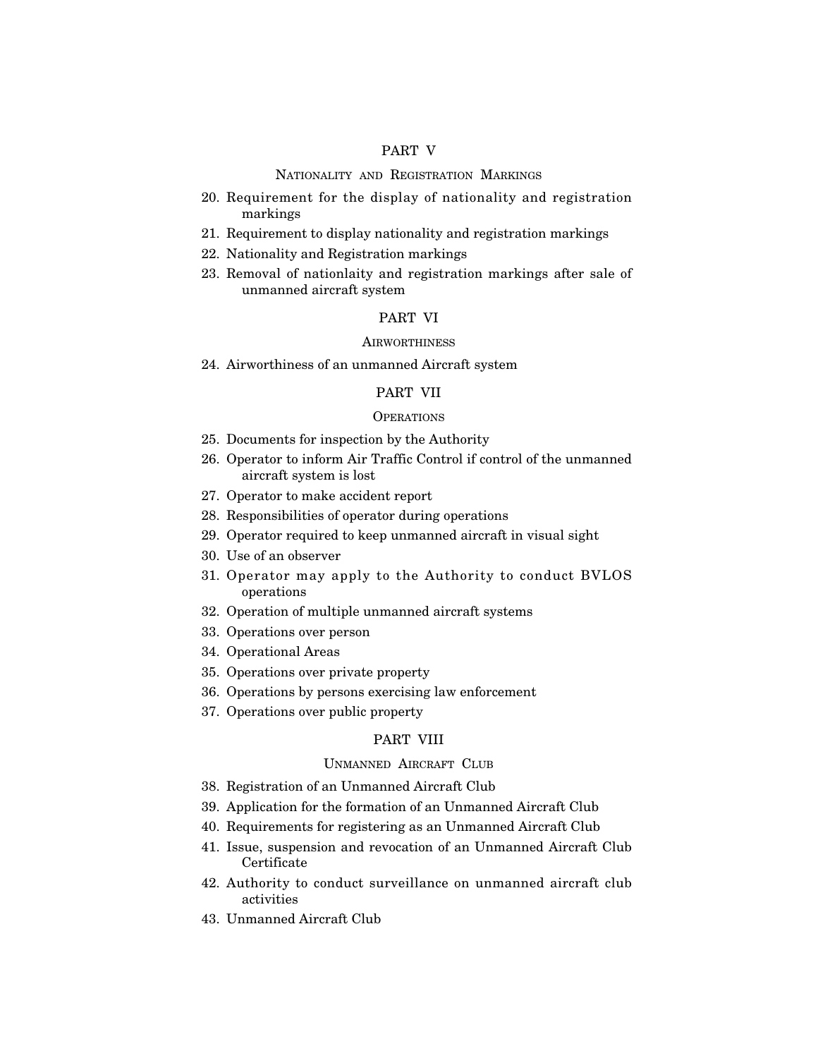## PART V

### Nationality and Registration Markings

20. Requirement for the display of nationality and registration markings
21. Requirement to display nationality and registration markings
22. Nationality and Registration markings
23. Removal of nationlaity and registration markings after sale of unmanned aircraft system

## PART VI

### Airworthiness

24. Airworthiness of an unmanned Aircraft system

## PART VII

### Operations

25. Documents for inspection by the Authority
26. Operator to inform Air Traffic Control if control of the unmanned aircraft system is lost
27. Operator to make accident report
28. Responsibilities of operator during operations
29. Operator required to keep unmanned aircraft in visual sight
30. Use of an observer
31. Operator may apply to the Authority to conduct BVLOS operations
32. Operation of multiple unmanned aircraft systems
33. Operations over person
34. Operational Areas
35. Operations over private property
36. Operations by persons exercising law enforcement
37. Operations over public property

## PART VIII

### Unmanned Aircraft Club

38. Registration of an Unmanned Aircraft Club
39. Application for the formation of an Unmanned Aircraft Club
40. Requirements for registering as an Unmanned Aircraft Club
41. Issue, suspension and revocation of an Unmanned Aircraft Club Certificate
42. Authority to conduct surveillance on unmanned aircraft club activities
43. Unmanned Aircraft Club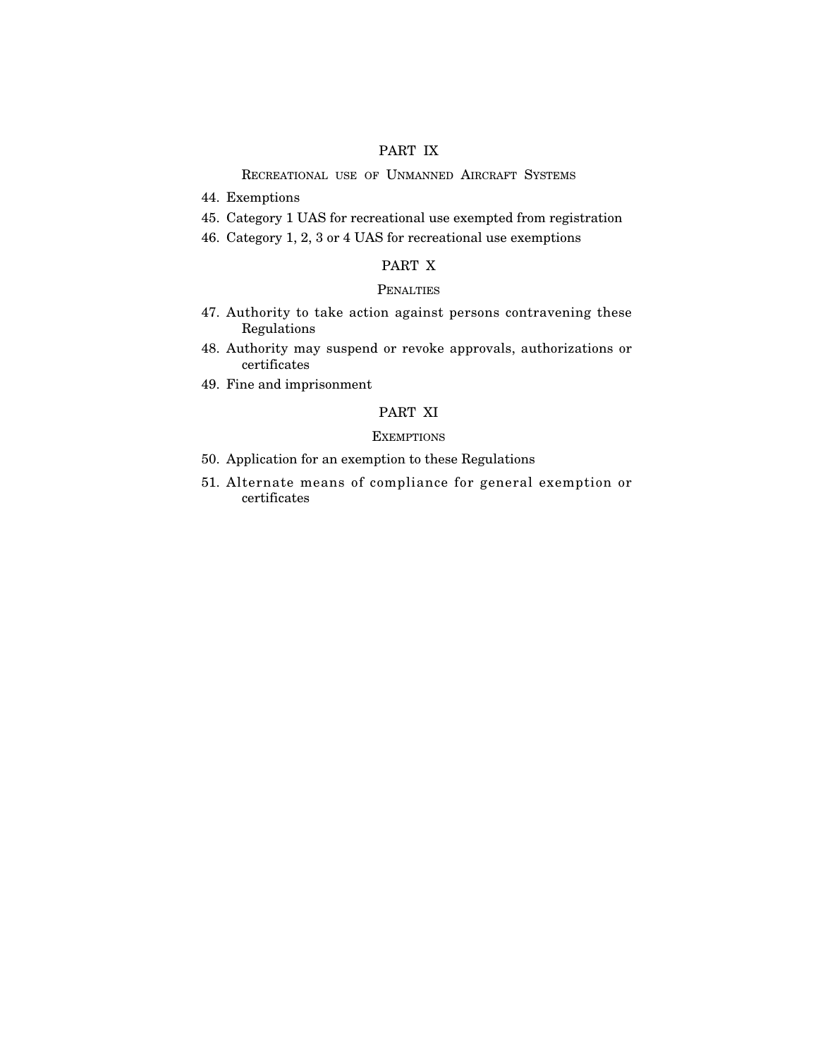## PART IX

### Recreational use of Unmanned Aircraft Systems

44. Exemptions
45. Category 1 UAS for recreational use exempted from registration
46. Category 1, 2, 3 or 4 UAS for recreational use exemptions

## PART X

### Penalties

47. Authority to take action against persons contravening these Regulations
48. Authority may suspend or revoke approvals, authorizations or certificates
49. Fine and imprisonment

## PART XI

### Exemptions

50. Application for an exemption to these Regulations
51. Alternate means of compliance for general exemption or certificates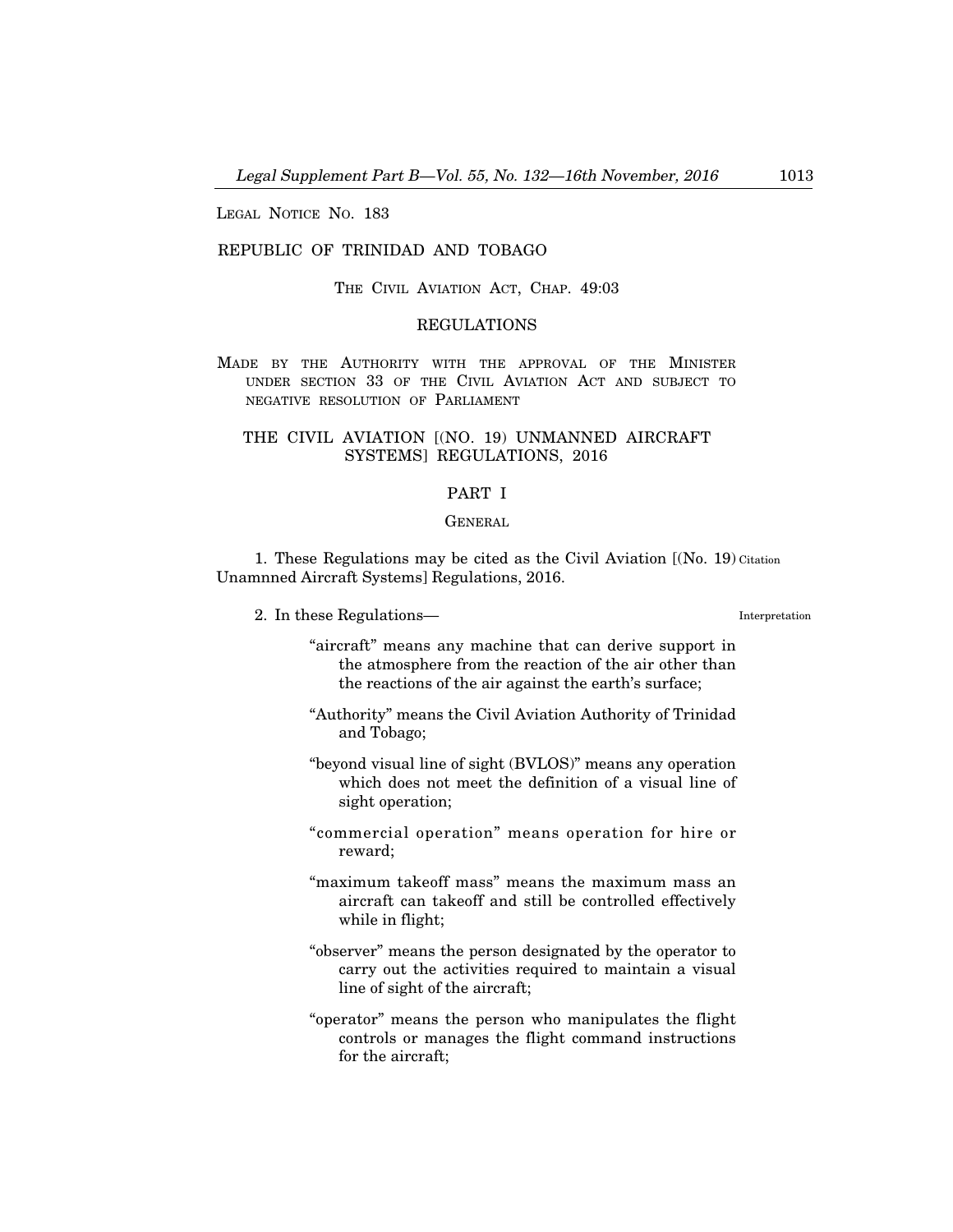LEGAL NOTICE NO. 183

REPUBLIC OF TRINIDAD AND TOBAGO

THE CIVIL AVIATION ACT, CHAP. 49:03

REGULATIONS

MADE BY THE AUTHORITY WITH THE APPROVAL OF THE MINISTER UNDER SECTION 33 OF THE CIVIL AVIATION ACT AND SUBJECT TO NEGATIVE RESOLUTION OF PARLIAMENT

# THE CIVIL AVIATION [(NO. 19) UNMANNED AIRCRAFT SYSTEMS] REGULATIONS, 2016

## PART I

### GENERAL

Citation

1. These Regulations may be cited as the Civil Aviation [(No. 19) Unamnned Aircraft Systems] Regulations, 2016.

Interpretation

2. In these Regulations—

"aircraft" means any machine that can derive support in the atmosphere from the reaction of the air other than the reactions of the air against the earth's surface;

"Authority" means the Civil Aviation Authority of Trinidad and Tobago;

"beyond visual line of sight (BVLOS)" means any operation which does not meet the definition of a visual line of sight operation;

"commercial operation" means operation for hire or reward;

"maximum takeoff mass" means the maximum mass an aircraft can takeoff and still be controlled effectively while in flight;

"observer" means the person designated by the operator to carry out the activities required to maintain a visual line of sight of the aircraft;

"operator" means the person who manipulates the flight controls or manages the flight command instructions for the aircraft;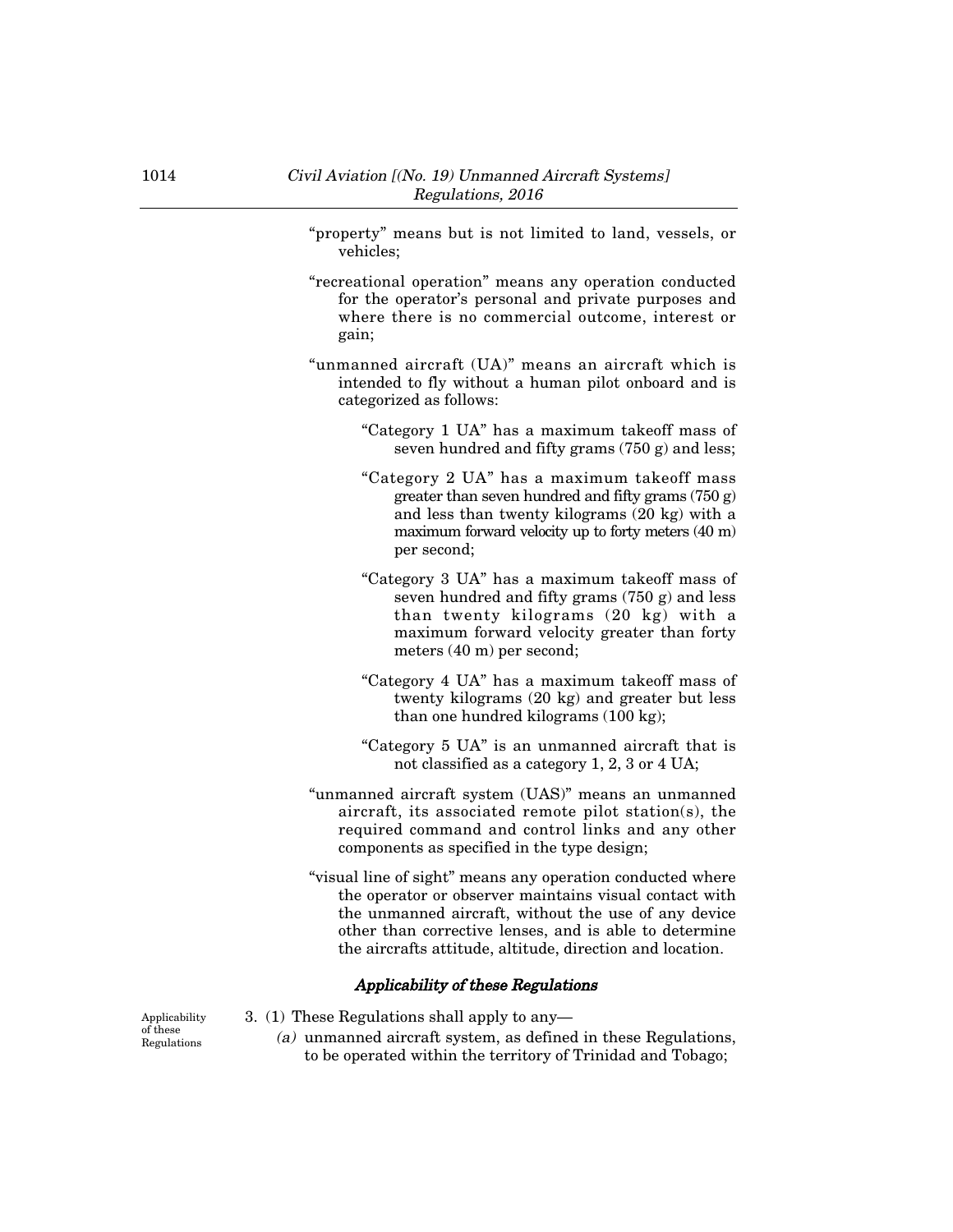"property" means but is not limited to land, vessels, or vehicles;

"recreational operation" means any operation conducted for the operator's personal and private purposes and where there is no commercial outcome, interest or gain;

"unmanned aircraft (UA)" means an aircraft which is intended to fly without a human pilot onboard and is categorized as follows:

"Category 1 UA" has a maximum takeoff mass of seven hundred and fifty grams (750 g) and less;

"Category 2 UA" has a maximum takeoff mass greater than seven hundred and fifty grams (750 g) and less than twenty kilograms (20 kg) with a maximum forward velocity up to forty meters (40 m) per second;

"Category 3 UA" has a maximum takeoff mass of seven hundred and fifty grams (750 g) and less than twenty kilograms (20 kg) with a maximum forward velocity greater than forty meters (40 m) per second;

"Category 4 UA" has a maximum takeoff mass of twenty kilograms (20 kg) and greater but less than one hundred kilograms (100 kg);

"Category 5 UA" is an unmanned aircraft that is not classified as a category 1, 2, 3 or 4 UA;

"unmanned aircraft system (UAS)" means an unmanned aircraft, its associated remote pilot station(s), the required command and control links and any other components as specified in the type design;

"visual line of sight" means any operation conducted where the operator or observer maintains visual contact with the unmanned aircraft, without the use of any device other than corrective lenses, and is able to determine the aircrafts attitude, altitude, direction and location.

### *Applicability of these Regulations*

Applicability of these Regulations

3. (1) These Regulations shall apply to any—

*(a)* unmanned aircraft system, as defined in these Regulations, to be operated within the territory of Trinidad and Tobago;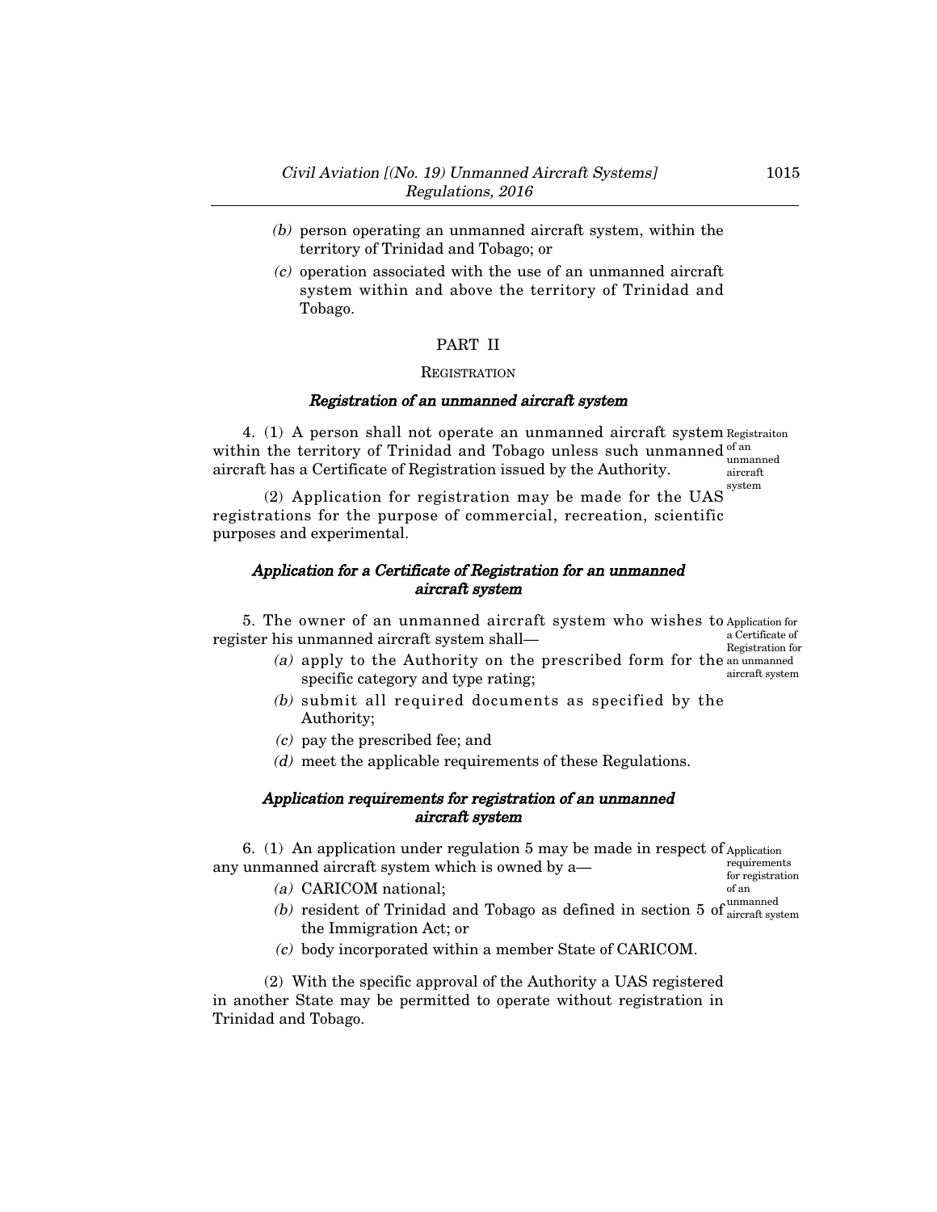*(b)* person operating an unmanned aircraft system, within the territory of Trinidad and Tobago; or

*(c)* operation associated with the use of an unmanned aircraft system within and above the territory of Trinidad and Tobago.

## PART II

### REGISTRATION

#### *Registration of an unmanned aircraft system*

4. (1) A person shall not operate an unmanned aircraft system within the territory of Trinidad and Tobago unless such unmanned aircraft has a Certificate of Registration issued by the Authority.

Registraiton of an unmanned aircraft system

(2) Application for registration may be made for the UAS registrations for the purpose of commercial, recreation, scientific purposes and experimental.

#### *Application for a Certificate of Registration for an unmanned aircraft system*

5. The owner of an unmanned aircraft system who wishes to register his unmanned aircraft system shall—

Application for a Certificate of Registration for an unmanned aircraft system

*(a)* apply to the Authority on the prescribed form for the specific category and type rating;

*(b)* submit all required documents as specified by the Authority;

*(c)* pay the prescribed fee; and

*(d)* meet the applicable requirements of these Regulations.

#### *Application requirements for registration of an unmanned aircraft system*

6. (1) An application under regulation 5 may be made in respect of any unmanned aircraft system which is owned by a—

Application requirements for registration of an unmanned aircraft system

*(a)* CARICOM national;

*(b)* resident of Trinidad and Tobago as defined in section 5 of the Immigration Act; or

*(c)* body incorporated within a member State of CARICOM.

(2) With the specific approval of the Authority a UAS registered in another State may be permitted to operate without registration in Trinidad and Tobago.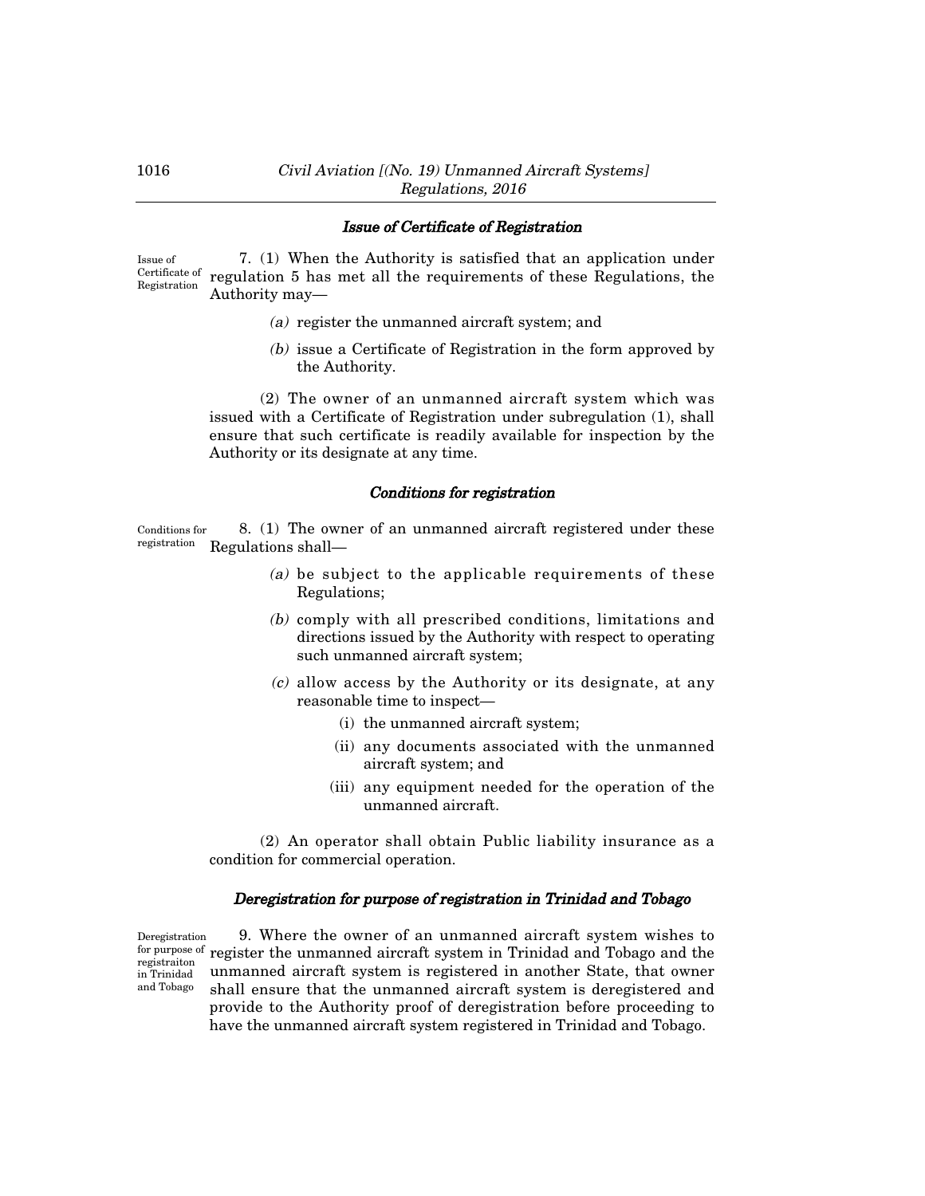### *Issue of Certificate of Registration*

Issue of Certificate of Registration

7. (1) When the Authority is satisfied that an application under regulation 5 has met all the requirements of these Regulations, the Authority may—

*(a)* register the unmanned aircraft system; and

*(b)* issue a Certificate of Registration in the form approved by the Authority.

(2) The owner of an unmanned aircraft system which was issued with a Certificate of Registration under subregulation (1), shall ensure that such certificate is readily available for inspection by the Authority or its designate at any time.

### *Conditions for registration*

Conditions for registration

8. (1) The owner of an unmanned aircraft registered under these Regulations shall—

*(a)* be subject to the applicable requirements of these Regulations;

*(b)* comply with all prescribed conditions, limitations and directions issued by the Authority with respect to operating such unmanned aircraft system;

*(c)* allow access by the Authority or its designate, at any reasonable time to inspect—

(i) the unmanned aircraft system;

(ii) any documents associated with the unmanned aircraft system; and

(iii) any equipment needed for the operation of the unmanned aircraft.

(2) An operator shall obtain Public liability insurance as a condition for commercial operation.

### *Deregistration for purpose of registration in Trinidad and Tobago*

Deregistration for purpose of registraiton in Trinidad and Tobago

9. Where the owner of an unmanned aircraft system wishes to register the unmanned aircraft system in Trinidad and Tobago and the unmanned aircraft system is registered in another State, that owner shall ensure that the unmanned aircraft system is deregistered and provide to the Authority proof of deregistration before proceeding to have the unmanned aircraft system registered in Trinidad and Tobago.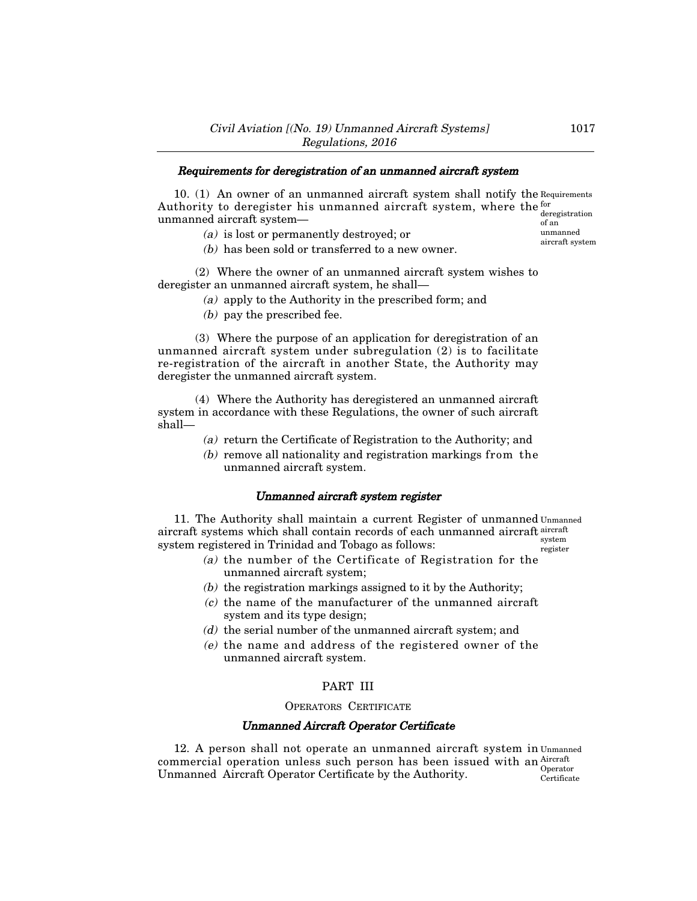### *Requirements for deregistration of an unmanned aircraft system*

10. (1) An owner of an unmanned aircraft system shall notify the Authority to deregister his unmanned aircraft system, where the unmanned aircraft system—

Requirements for deregistration of an unmanned aircraft system

*(a)* is lost or permanently destroyed; or

*(b)* has been sold or transferred to a new owner.

(2) Where the owner of an unmanned aircraft system wishes to deregister an unmanned aircraft system, he shall—

*(a)* apply to the Authority in the prescribed form; and

*(b)* pay the prescribed fee.

(3) Where the purpose of an application for deregistration of an unmanned aircraft system under subregulation (2) is to facilitate re-registration of the aircraft in another State, the Authority may deregister the unmanned aircraft system.

(4) Where the Authority has deregistered an unmanned aircraft system in accordance with these Regulations, the owner of such aircraft shall—

*(a)* return the Certificate of Registration to the Authority; and

*(b)* remove all nationality and registration markings from the unmanned aircraft system.

### *Unmanned aircraft system register*

11. The Authority shall maintain a current Register of unmanned aircraft systems which shall contain records of each unmanned aircraft system registered in Trinidad and Tobago as follows:

Unmanned aircraft system register

*(a)* the number of the Certificate of Registration for the unmanned aircraft system;

*(b)* the registration markings assigned to it by the Authority;

*(c)* the name of the manufacturer of the unmanned aircraft system and its type design;

*(d)* the serial number of the unmanned aircraft system; and

*(e)* the name and address of the registered owner of the unmanned aircraft system.

## PART III

## OPERATORS CERTIFICATE

### *Unmanned Aircraft Operator Certificate*

12. A person shall not operate an unmanned aircraft system in commercial operation unless such person has been issued with an Unmanned Aircraft Operator Certificate by the Authority.

Unmanned Aircraft Operator Certificate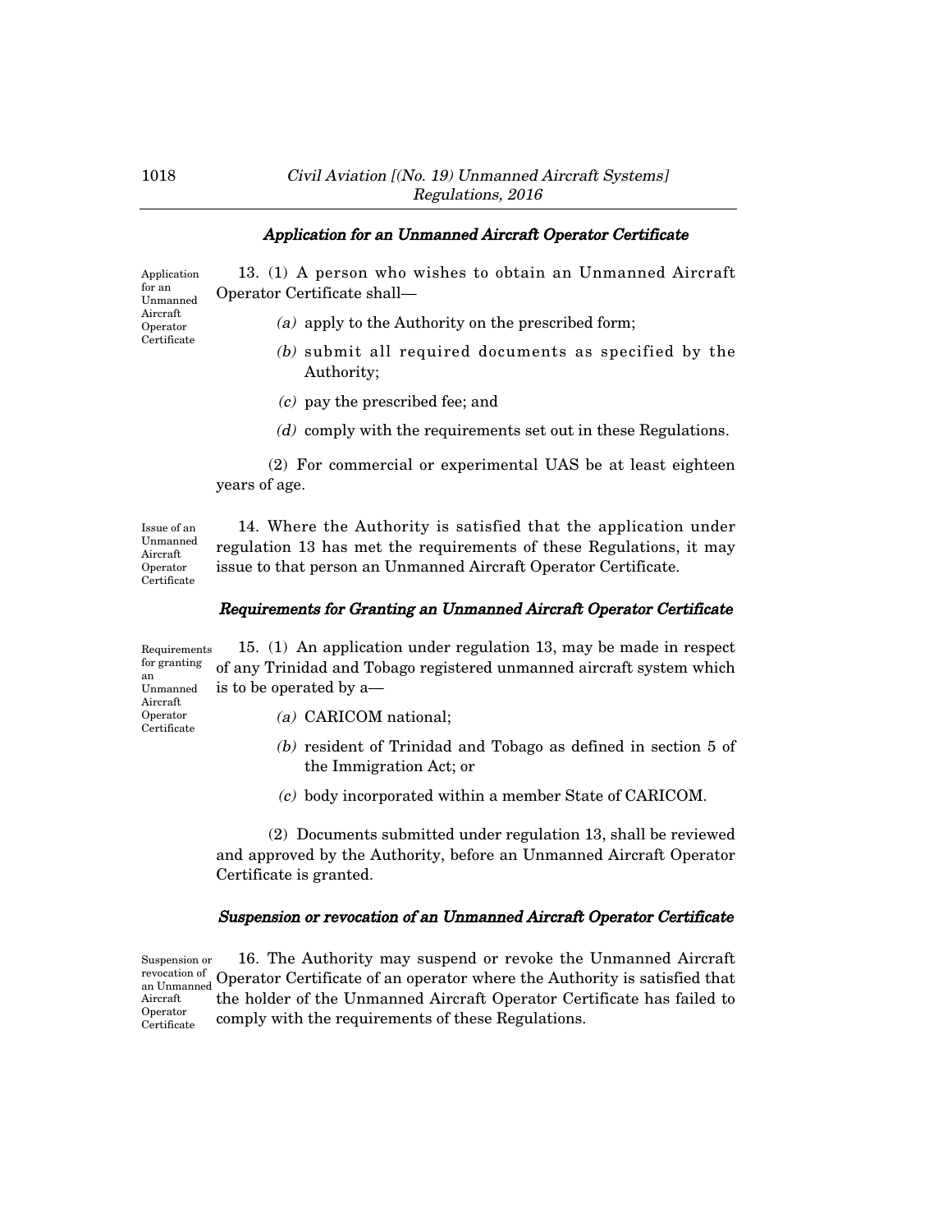### *Application for an Unmanned Aircraft Operator Certificate*

Application for an Unmanned Aircraft Operator Certificate

13. (1) A person who wishes to obtain an Unmanned Aircraft Operator Certificate shall—

*(a)* apply to the Authority on the prescribed form;

*(b)* submit all required documents as specified by the Authority;

*(c)* pay the prescribed fee; and

*(d)* comply with the requirements set out in these Regulations.

(2) For commercial or experimental UAS be at least eighteen years of age.

Issue of an Unmanned Aircraft Operator Certificate

14. Where the Authority is satisfied that the application under regulation 13 has met the requirements of these Regulations, it may issue to that person an Unmanned Aircraft Operator Certificate.

### *Requirements for Granting an Unmanned Aircraft Operator Certificate*

Requirements for granting an Unmanned Aircraft Operator Certificate

15. (1) An application under regulation 13, may be made in respect of any Trinidad and Tobago registered unmanned aircraft system which is to be operated by a—

*(a)* CARICOM national;

*(b)* resident of Trinidad and Tobago as defined in section 5 of the Immigration Act; or

*(c)* body incorporated within a member State of CARICOM.

(2) Documents submitted under regulation 13, shall be reviewed and approved by the Authority, before an Unmanned Aircraft Operator Certificate is granted.

### *Suspension or revocation of an Unmanned Aircraft Operator Certificate*

Suspension or revocation of an Unmanned Aircraft Operator Certificate

16. The Authority may suspend or revoke the Unmanned Aircraft Operator Certificate of an operator where the Authority is satisfied that the holder of the Unmanned Aircraft Operator Certificate has failed to comply with the requirements of these Regulations.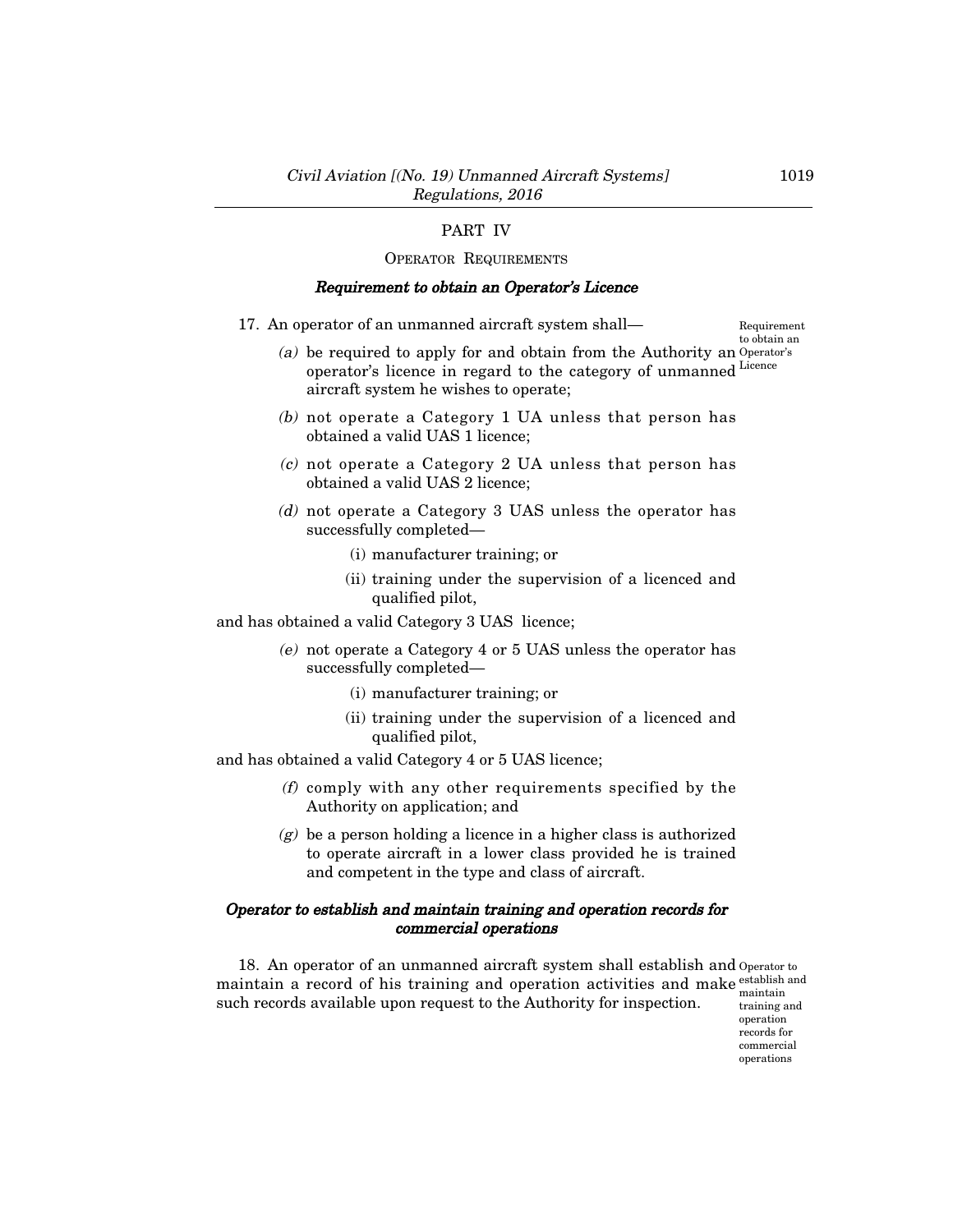## PART IV

### OPERATOR REQUIREMENTS

#### *Requirement to obtain an Operator's Licence*

17. An operator of an unmanned aircraft system shall—

Requirement to obtain an Operator's Licence

*(a)* be required to apply for and obtain from the Authority an operator's licence in regard to the category of unmanned aircraft system he wishes to operate;

*(b)* not operate a Category 1 UA unless that person has obtained a valid UAS 1 licence;

*(c)* not operate a Category 2 UA unless that person has obtained a valid UAS 2 licence;

*(d)* not operate a Category 3 UAS unless the operator has successfully completed—

(i) manufacturer training; or

(ii) training under the supervision of a licenced and qualified pilot,

and has obtained a valid Category 3 UAS licence;

*(e)* not operate a Category 4 or 5 UAS unless the operator has successfully completed—

(i) manufacturer training; or

(ii) training under the supervision of a licenced and qualified pilot,

and has obtained a valid Category 4 or 5 UAS licence;

*(f)* comply with any other requirements specified by the Authority on application; and

*(g)* be a person holding a licence in a higher class is authorized to operate aircraft in a lower class provided he is trained and competent in the type and class of aircraft.

#### *Operator to establish and maintain training and operation records for commercial operations*

18. An operator of an unmanned aircraft system shall establish and maintain a record of his training and operation activities and make such records available upon request to the Authority for inspection.

Operator to establish and maintain training and operation records for commercial operations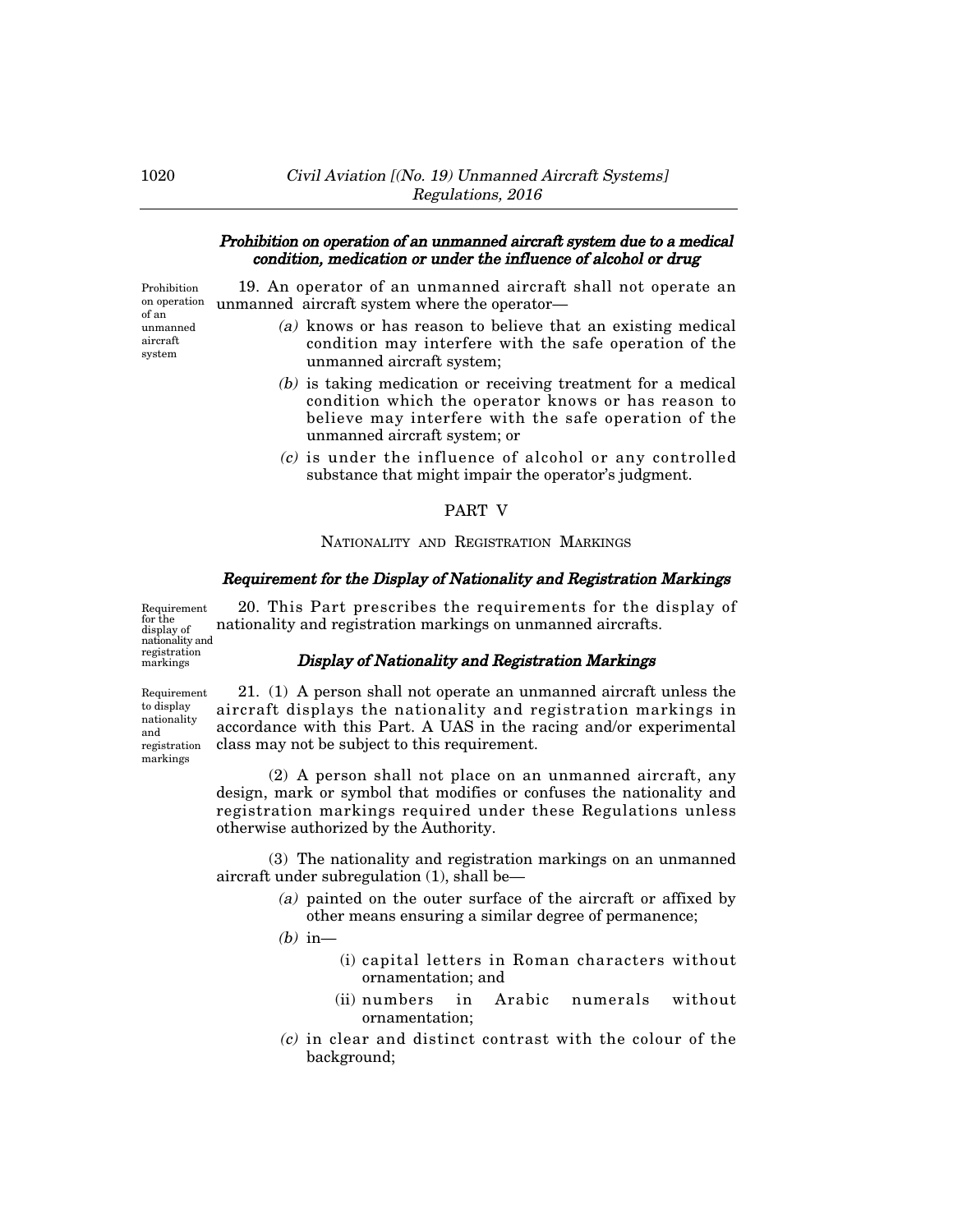***Prohibition on operation of an unmanned aircraft system due to a medical condition, medication or under the influence of alcohol or drug***

Prohibition on operation of an unmanned aircraft system

19. An operator of an unmanned aircraft shall not operate an unmanned aircraft system where the operator—

*(a)* knows or has reason to believe that an existing medical condition may interfere with the safe operation of the unmanned aircraft system;

*(b)* is taking medication or receiving treatment for a medical condition which the operator knows or has reason to believe may interfere with the safe operation of the unmanned aircraft system; or

*(c)* is under the influence of alcohol or any controlled substance that might impair the operator's judgment.

## PART V

## NATIONALITY AND REGISTRATION MARKINGS

***Requirement for the Display of Nationality and Registration Markings***

Requirement for the display of nationality and registration markings

20. This Part prescribes the requirements for the display of nationality and registration markings on unmanned aircrafts.

***Display of Nationality and Registration Markings***

Requirement to display nationality and registration markings

21. (1) A person shall not operate an unmanned aircraft unless the aircraft displays the nationality and registration markings in accordance with this Part. A UAS in the racing and/or experimental class may not be subject to this requirement.

(2) A person shall not place on an unmanned aircraft, any design, mark or symbol that modifies or confuses the nationality and registration markings required under these Regulations unless otherwise authorized by the Authority.

(3) The nationality and registration markings on an unmanned aircraft under subregulation (1), shall be—

*(a)* painted on the outer surface of the aircraft or affixed by other means ensuring a similar degree of permanence;

*(b)* in—

(i) capital letters in Roman characters without ornamentation; and

(ii) numbers in Arabic numerals without ornamentation;

*(c)* in clear and distinct contrast with the colour of the background;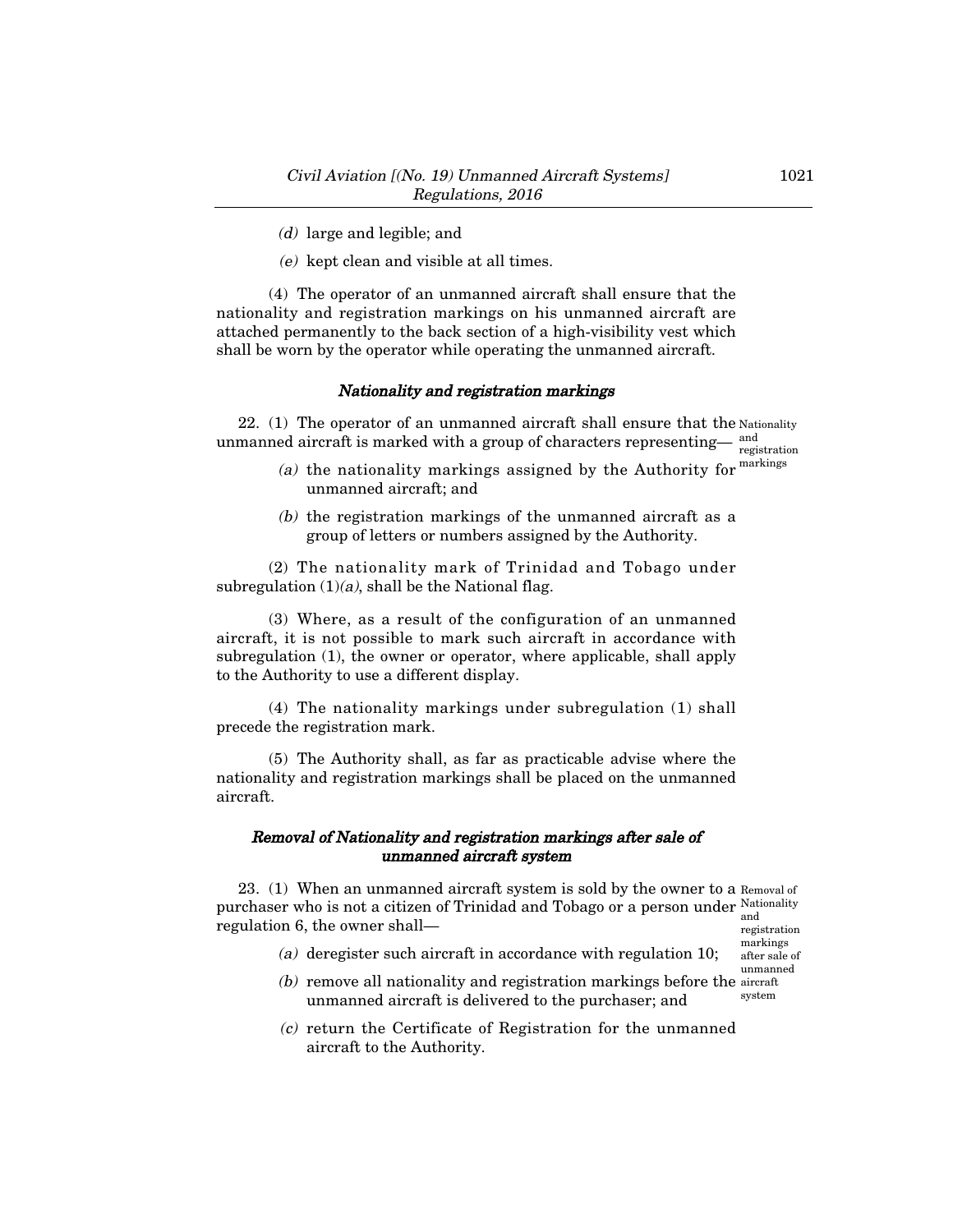*(d)* large and legible; and

*(e)* kept clean and visible at all times.

(4) The operator of an unmanned aircraft shall ensure that the nationality and registration markings on his unmanned aircraft are attached permanently to the back section of a high-visibility vest which shall be worn by the operator while operating the unmanned aircraft.

### *Nationality and registration markings*

22. (1) The operator of an unmanned aircraft shall ensure that the unmanned aircraft is marked with a group of characters representing—

Nationality and registration markings

*(a)* the nationality markings assigned by the Authority for unmanned aircraft; and

*(b)* the registration markings of the unmanned aircraft as a group of letters or numbers assigned by the Authority.

(2) The nationality mark of Trinidad and Tobago under subregulation (1)*(a)*, shall be the National flag.

(3) Where, as a result of the configuration of an unmanned aircraft, it is not possible to mark such aircraft in accordance with subregulation (1), the owner or operator, where applicable, shall apply to the Authority to use a different display.

(4) The nationality markings under subregulation (1) shall precede the registration mark.

(5) The Authority shall, as far as practicable advise where the nationality and registration markings shall be placed on the unmanned aircraft.

### *Removal of Nationality and registration markings after sale of unmanned aircraft system*

23. (1) When an unmanned aircraft system is sold by the owner to a purchaser who is not a citizen of Trinidad and Tobago or a person under regulation 6, the owner shall—

Removal of Nationality and registration markings after sale of unmanned aircraft system

*(a)* deregister such aircraft in accordance with regulation 10;

*(b)* remove all nationality and registration markings before the unmanned aircraft is delivered to the purchaser; and

*(c)* return the Certificate of Registration for the unmanned aircraft to the Authority.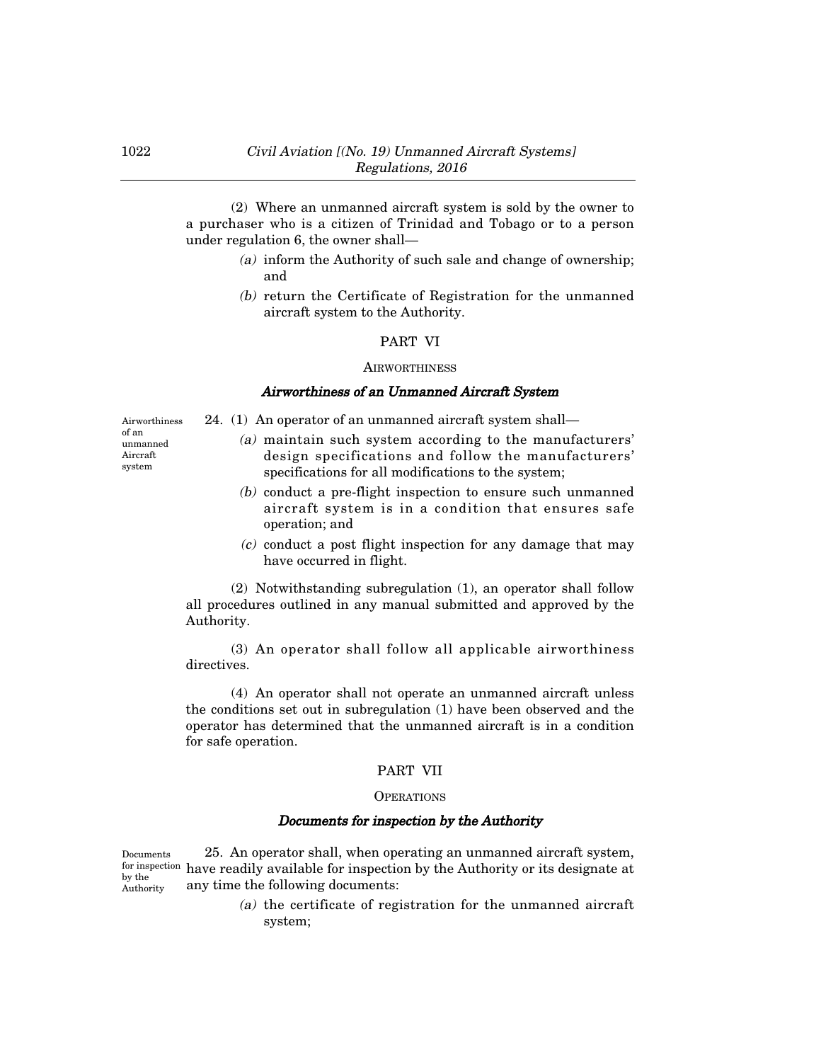(2) Where an unmanned aircraft system is sold by the owner to a purchaser who is a citizen of Trinidad and Tobago or to a person under regulation 6, the owner shall—

*(a)* inform the Authority of such sale and change of ownership; and

*(b)* return the Certificate of Registration for the unmanned aircraft system to the Authority.

## PART VI

### AIRWORTHINESS

### *Airworthiness of an Unmanned Aircraft System*

Airworthiness of an unmanned Aircraft system

24. (1) An operator of an unmanned aircraft system shall—

*(a)* maintain such system according to the manufacturers' design specifications and follow the manufacturers' specifications for all modifications to the system;

*(b)* conduct a pre-flight inspection to ensure such unmanned aircraft system is in a condition that ensures safe operation; and

*(c)* conduct a post flight inspection for any damage that may have occurred in flight.

(2) Notwithstanding subregulation (1), an operator shall follow all procedures outlined in any manual submitted and approved by the Authority.

(3) An operator shall follow all applicable airworthiness directives.

(4) An operator shall not operate an unmanned aircraft unless the conditions set out in subregulation (1) have been observed and the operator has determined that the unmanned aircraft is in a condition for safe operation.

## PART VII

### OPERATIONS

### *Documents for inspection by the Authority*

Documents for inspection by the Authority

25. An operator shall, when operating an unmanned aircraft system, have readily available for inspection by the Authority or its designate at any time the following documents:

*(a)* the certificate of registration for the unmanned aircraft system;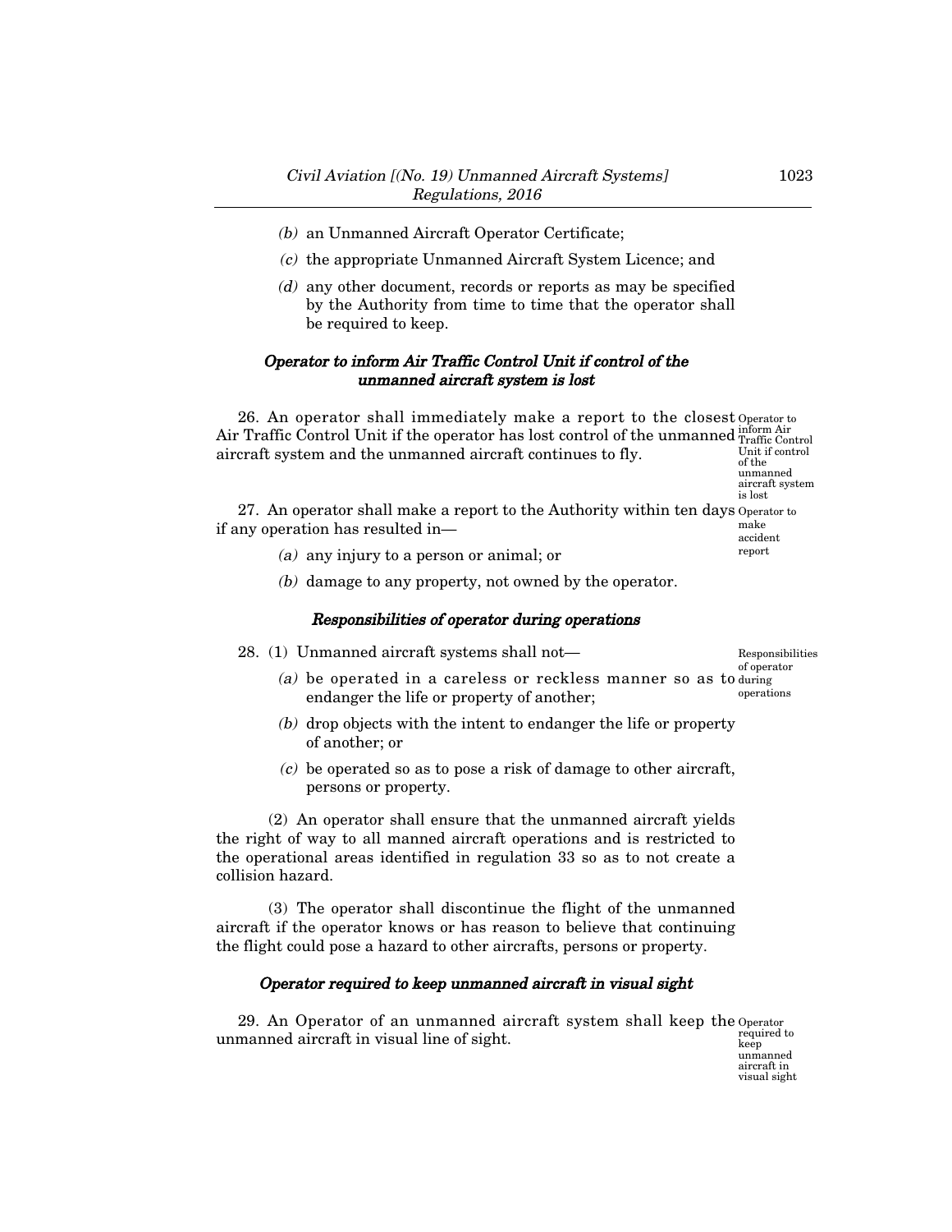*(b)* an Unmanned Aircraft Operator Certificate;

*(c)* the appropriate Unmanned Aircraft System Licence; and

*(d)* any other document, records or reports as may be specified by the Authority from time to time that the operator shall be required to keep.

### *Operator to inform Air Traffic Control Unit if control of the unmanned aircraft system is lost*

26. An operator shall immediately make a report to the closest Air Traffic Control Unit if the operator has lost control of the unmanned aircraft system and the unmanned aircraft continues to fly.

Operator to inform Air Traffic Control Unit if control of the unmanned aircraft system is lost

27. An operator shall make a report to the Authority within ten days if any operation has resulted in—

Operator to make accident report

*(a)* any injury to a person or animal; or

*(b)* damage to any property, not owned by the operator.

### *Responsibilities of operator during operations*

28. (1) Unmanned aircraft systems shall not—

Responsibilities of operator during operations

*(a)* be operated in a careless or reckless manner so as to endanger the life or property of another;

*(b)* drop objects with the intent to endanger the life or property of another; or

*(c)* be operated so as to pose a risk of damage to other aircraft, persons or property.

(2) An operator shall ensure that the unmanned aircraft yields the right of way to all manned aircraft operations and is restricted to the operational areas identified in regulation 33 so as to not create a collision hazard.

(3) The operator shall discontinue the flight of the unmanned aircraft if the operator knows or has reason to believe that continuing the flight could pose a hazard to other aircrafts, persons or property.

### *Operator required to keep unmanned aircraft in visual sight*

29. An Operator of an unmanned aircraft system shall keep the unmanned aircraft in visual line of sight.

Operator required to keep unmanned aircraft in visual sight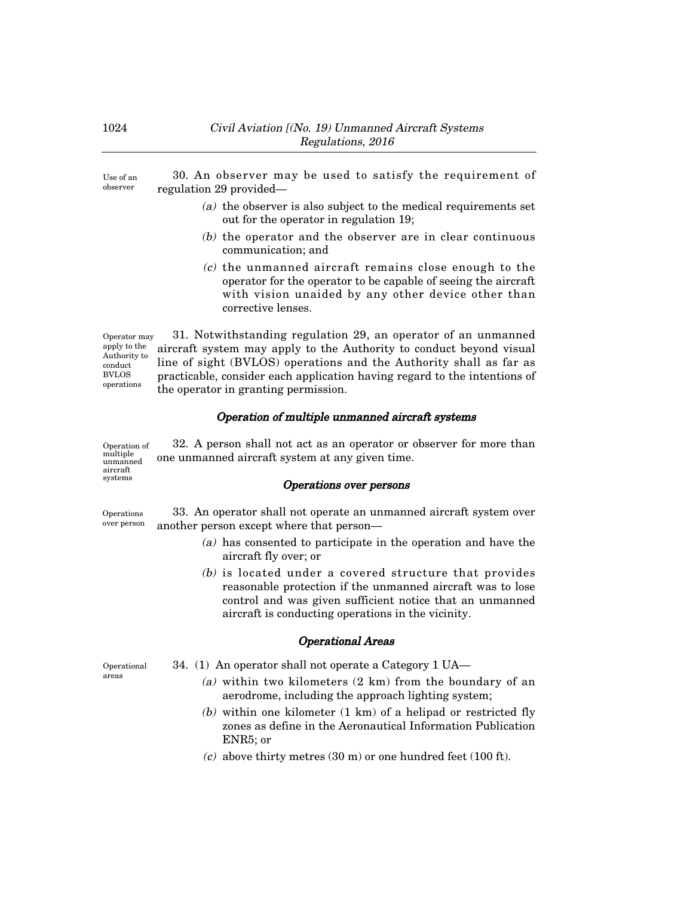Use of an observer

30. An observer may be used to satisfy the requirement of regulation 29 provided—

(a) the observer is also subject to the medical requirements set out for the operator in regulation 19;

(b) the operator and the observer are in clear continuous communication; and

(c) the unmanned aircraft remains close enough to the operator for the operator to be capable of seeing the aircraft with vision unaided by any other device other than corrective lenses.

Operator may apply to the Authority to conduct BVLOS operations

31. Notwithstanding regulation 29, an operator of an unmanned aircraft system may apply to the Authority to conduct beyond visual line of sight (BVLOS) operations and the Authority shall as far as practicable, consider each application having regard to the intentions of the operator in granting permission.

### *Operation of multiple unmanned aircraft systems*

Operation of multiple unmanned aircraft systems

32. A person shall not act as an operator or observer for more than one unmanned aircraft system at any given time.

### *Operations over persons*

Operations over person

33. An operator shall not operate an unmanned aircraft system over another person except where that person—

(a) has consented to participate in the operation and have the aircraft fly over; or

(b) is located under a covered structure that provides reasonable protection if the unmanned aircraft was to lose control and was given sufficient notice that an unmanned aircraft is conducting operations in the vicinity.

### *Operational Areas*

Operational areas

34. (1) An operator shall not operate a Category 1 UA—

(a) within two kilometers (2 km) from the boundary of an aerodrome, including the approach lighting system;

(b) within one kilometer (1 km) of a helipad or restricted fly zones as define in the Aeronautical Information Publication ENR5; or

(c) above thirty metres (30 m) or one hundred feet (100 ft).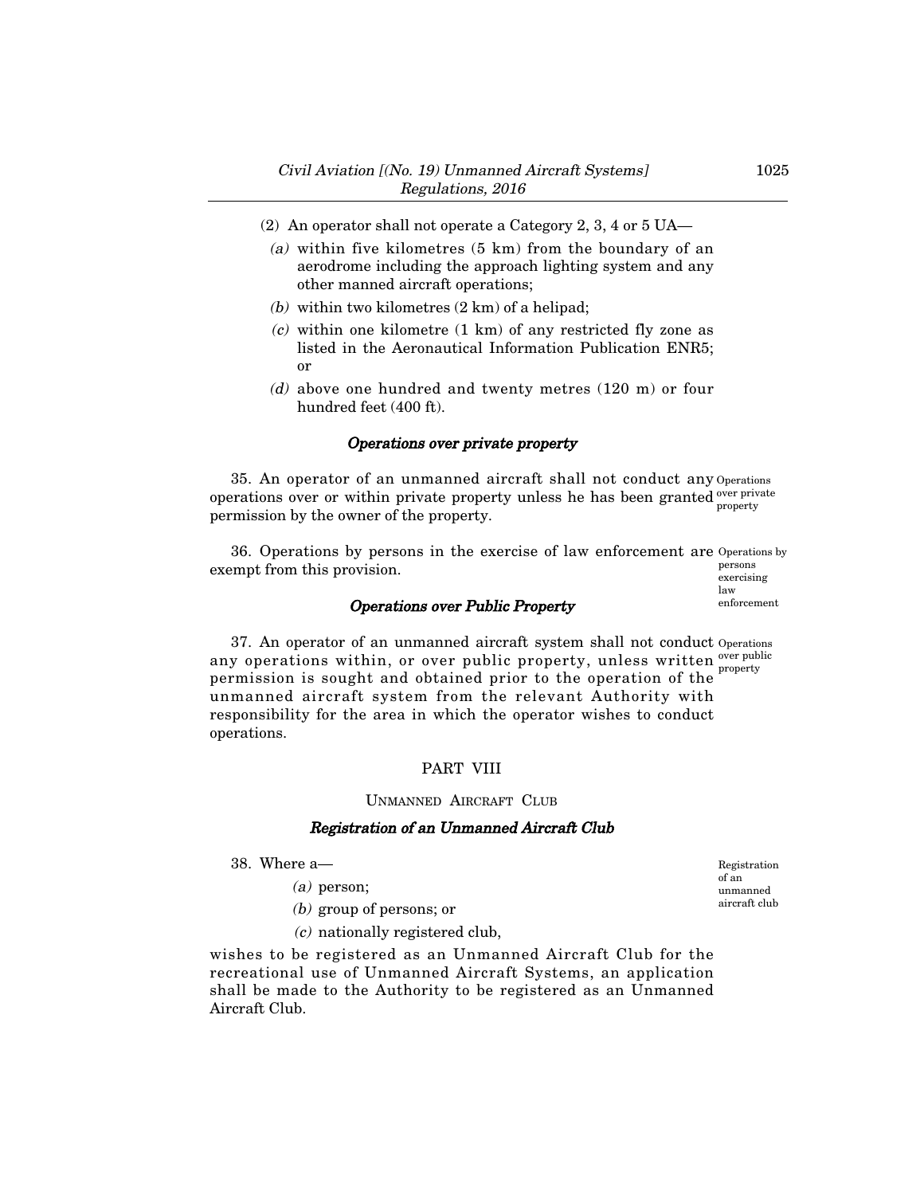(2) An operator shall not operate a Category 2, 3, 4 or 5 UA—

*(a)* within five kilometres (5 km) from the boundary of an aerodrome including the approach lighting system and any other manned aircraft operations;

*(b)* within two kilometres (2 km) of a helipad;

*(c)* within one kilometre (1 km) of any restricted fly zone as listed in the Aeronautical Information Publication ENR5; or

*(d)* above one hundred and twenty metres (120 m) or four hundred feet (400 ft).

### *Operations over private property*

Operations over private property

35. An operator of an unmanned aircraft shall not conduct any operations over or within private property unless he has been granted permission by the owner of the property.

Operations by persons exercising law enforcement

36. Operations by persons in the exercise of law enforcement are exempt from this provision.

### *Operations over Public Property*

Operations over public property

37. An operator of an unmanned aircraft system shall not conduct any operations within, or over public property, unless written permission is sought and obtained prior to the operation of the unmanned aircraft system from the relevant Authority with responsibility for the area in which the operator wishes to conduct operations.

## PART VIII

## UNMANNED AIRCRAFT CLUB

### *Registration of an Unmanned Aircraft Club*

Registration of an unmanned aircraft club

38. Where a—

*(a)* person;

*(b)* group of persons; or

*(c)* nationally registered club,

wishes to be registered as an Unmanned Aircraft Club for the recreational use of Unmanned Aircraft Systems, an application shall be made to the Authority to be registered as an Unmanned Aircraft Club.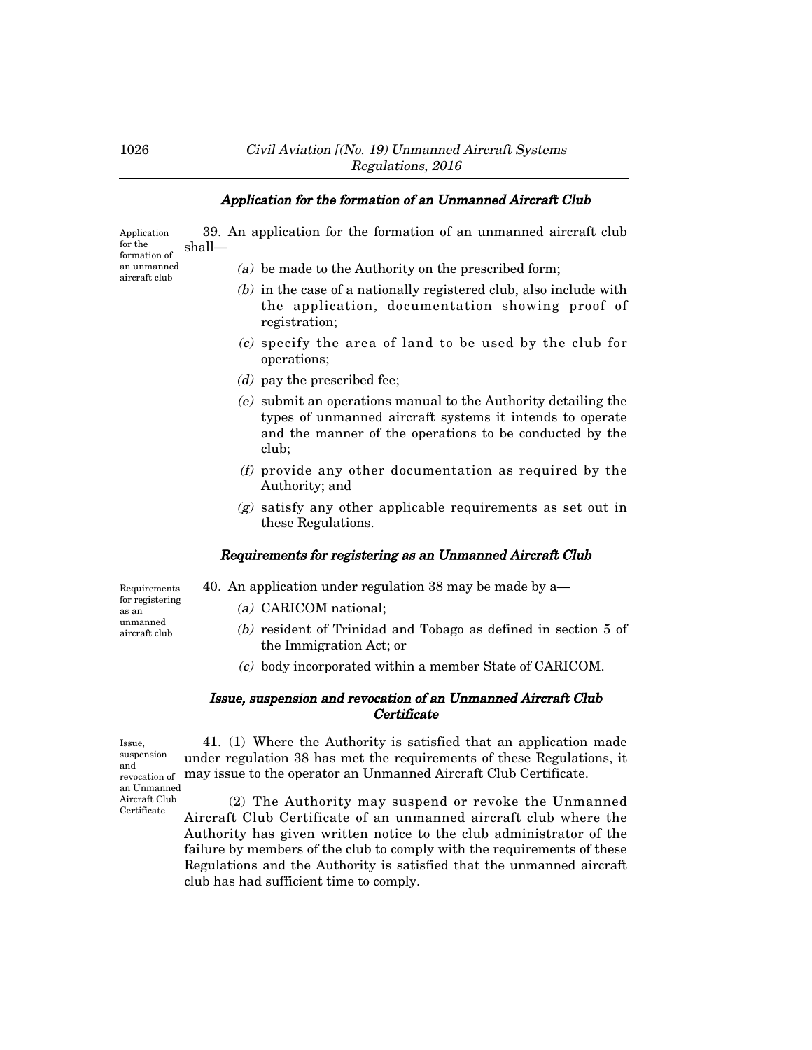### *Application for the formation of an Unmanned Aircraft Club*

Application for the formation of an unmanned aircraft club

39. An application for the formation of an unmanned aircraft club shall—

*(a)* be made to the Authority on the prescribed form;

*(b)* in the case of a nationally registered club, also include with the application, documentation showing proof of registration;

*(c)* specify the area of land to be used by the club for operations;

*(d)* pay the prescribed fee;

*(e)* submit an operations manual to the Authority detailing the types of unmanned aircraft systems it intends to operate and the manner of the operations to be conducted by the club;

*(f)* provide any other documentation as required by the Authority; and

*(g)* satisfy any other applicable requirements as set out in these Regulations.

### *Requirements for registering as an Unmanned Aircraft Club*

Requirements for registering as an unmanned aircraft club

40. An application under regulation 38 may be made by a—

*(a)* CARICOM national;

*(b)* resident of Trinidad and Tobago as defined in section 5 of the Immigration Act; or

*(c)* body incorporated within a member State of CARICOM.

### *Issue, suspension and revocation of an Unmanned Aircraft Club Certificate*

Issue, suspension and revocation of an Unmanned Aircraft Club Certificate

41. (1) Where the Authority is satisfied that an application made under regulation 38 has met the requirements of these Regulations, it may issue to the operator an Unmanned Aircraft Club Certificate.

(2) The Authority may suspend or revoke the Unmanned Aircraft Club Certificate of an unmanned aircraft club where the Authority has given written notice to the club administrator of the failure by members of the club to comply with the requirements of these Regulations and the Authority is satisfied that the unmanned aircraft club has had sufficient time to comply.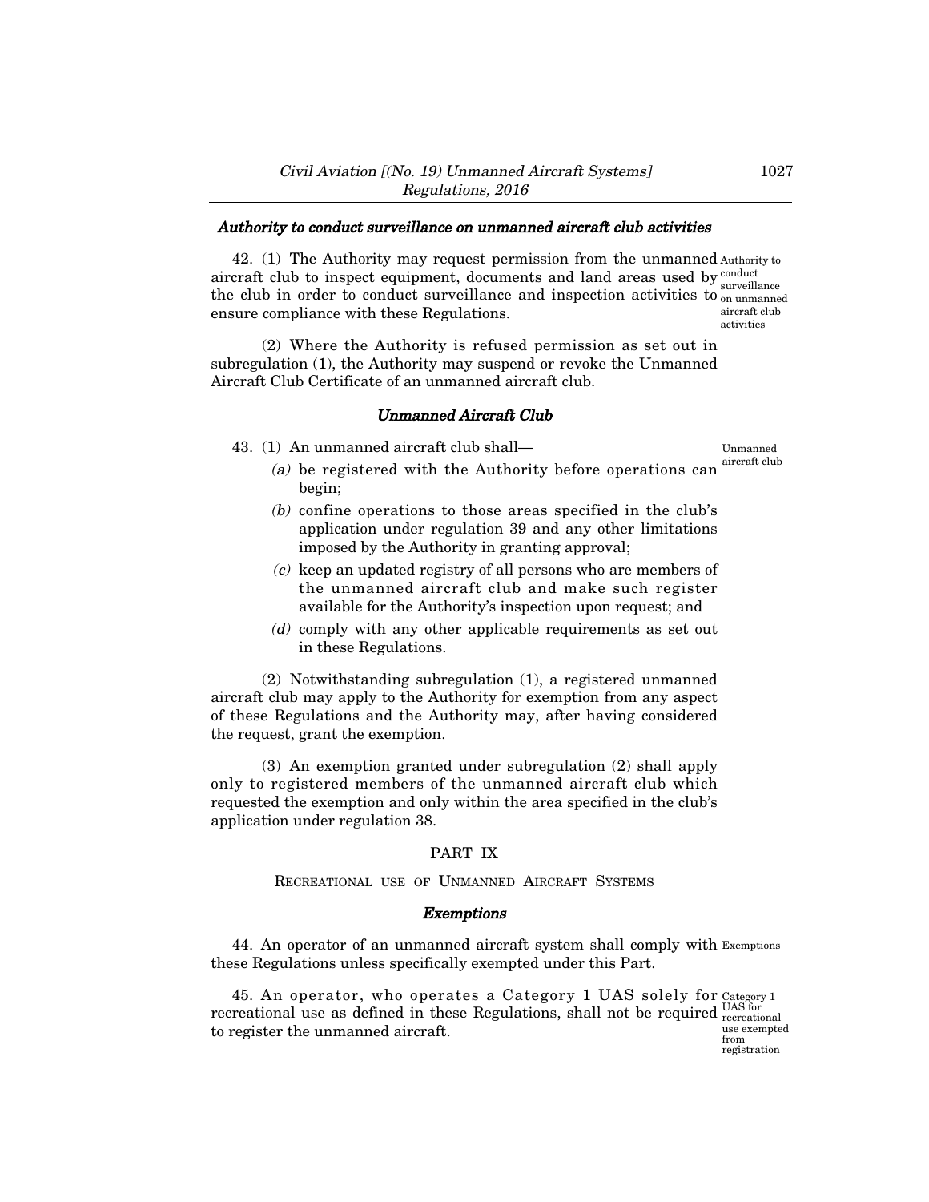### *Authority to conduct surveillance on unmanned aircraft club activities*

42. (1) The Authority may request permission from the unmanned aircraft club to inspect equipment, documents and land areas used by the club in order to conduct surveillance and inspection activities to ensure compliance with these Regulations.

Authority to conduct surveillance on unmanned aircraft club activities

(2) Where the Authority is refused permission as set out in subregulation (1), the Authority may suspend or revoke the Unmanned Aircraft Club Certificate of an unmanned aircraft club.

### *Unmanned Aircraft Club*

43. (1) An unmanned aircraft club shall—

Unmanned aircraft club

*(a)* be registered with the Authority before operations can begin;

*(b)* confine operations to those areas specified in the club's application under regulation 39 and any other limitations imposed by the Authority in granting approval;

*(c)* keep an updated registry of all persons who are members of the unmanned aircraft club and make such register available for the Authority's inspection upon request; and

*(d)* comply with any other applicable requirements as set out in these Regulations.

(2) Notwithstanding subregulation (1), a registered unmanned aircraft club may apply to the Authority for exemption from any aspect of these Regulations and the Authority may, after having considered the request, grant the exemption.

(3) An exemption granted under subregulation (2) shall apply only to registered members of the unmanned aircraft club which requested the exemption and only within the area specified in the club's application under regulation 38.

## PART IX

RECREATIONAL USE OF UNMANNED AIRCRAFT SYSTEMS

### *Exemptions*

44. An operator of an unmanned aircraft system shall comply with these Regulations unless specifically exempted under this Part.

Exemptions

45. An operator, who operates a Category 1 UAS solely for recreational use as defined in these Regulations, shall not be required to register the unmanned aircraft.

Category 1 UAS for recreational use exempted from registration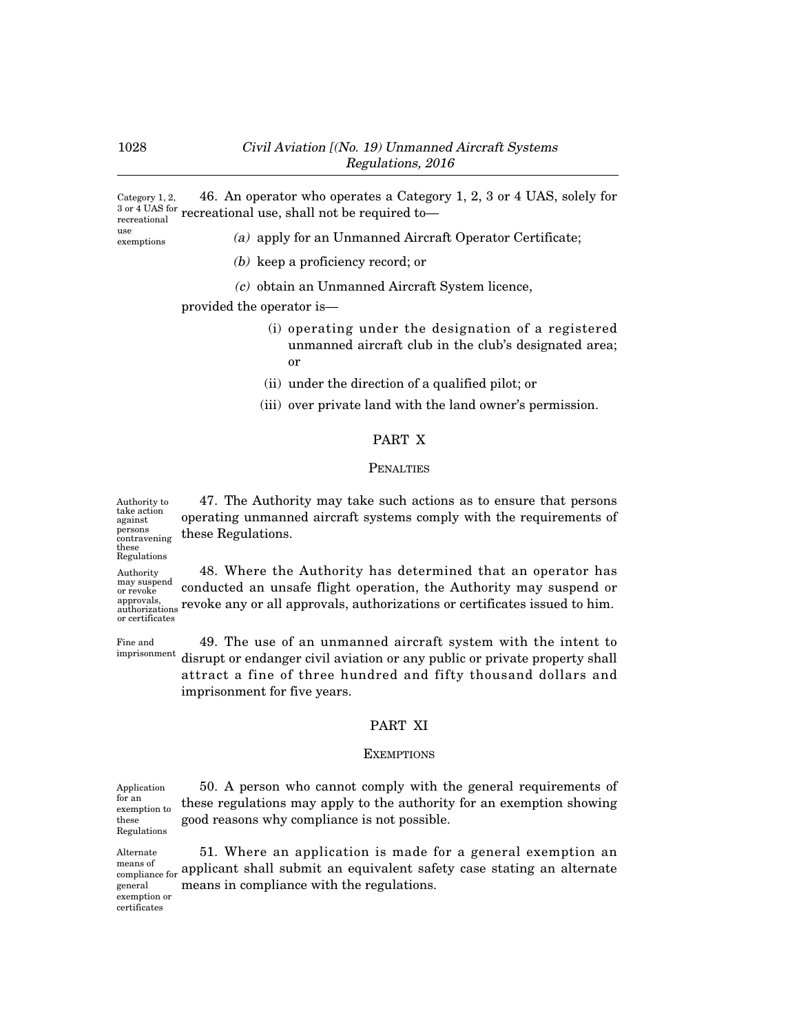**Category 1, 2, 3 or 4 UAS for recreational use exemptions**

46. An operator who operates a Category 1, 2, 3 or 4 UAS, solely for recreational use, shall not be required to—

*(a)* apply for an Unmanned Aircraft Operator Certificate;

*(b)* keep a proficiency record; or

*(c)* obtain an Unmanned Aircraft System licence,

provided the operator is—

(i) operating under the designation of a registered unmanned aircraft club in the club's designated area; or

(ii) under the direction of a qualified pilot; or

(iii) over private land with the land owner's permission.

## PART X

### PENALTIES

**Authority to take action against persons contravening these Regulations**

47. The Authority may take such actions as to ensure that persons operating unmanned aircraft systems comply with the requirements of these Regulations.

**Authority may suspend or revoke approvals, authorizations or certificates**

48. Where the Authority has determined that an operator has conducted an unsafe flight operation, the Authority may suspend or revoke any or all approvals, authorizations or certificates issued to him.

**Fine and imprisonment**

49. The use of an unmanned aircraft system with the intent to disrupt or endanger civil aviation or any public or private property shall attract a fine of three hundred and fifty thousand dollars and imprisonment for five years.

## PART XI

### EXEMPTIONS

**Application for an exemption to these Regulations**

50. A person who cannot comply with the general requirements of these regulations may apply to the authority for an exemption showing good reasons why compliance is not possible.

**Alternate means of compliance for general exemption or certificates**

51. Where an application is made for a general exemption an applicant shall submit an equivalent safety case stating an alternate means in compliance with the regulations.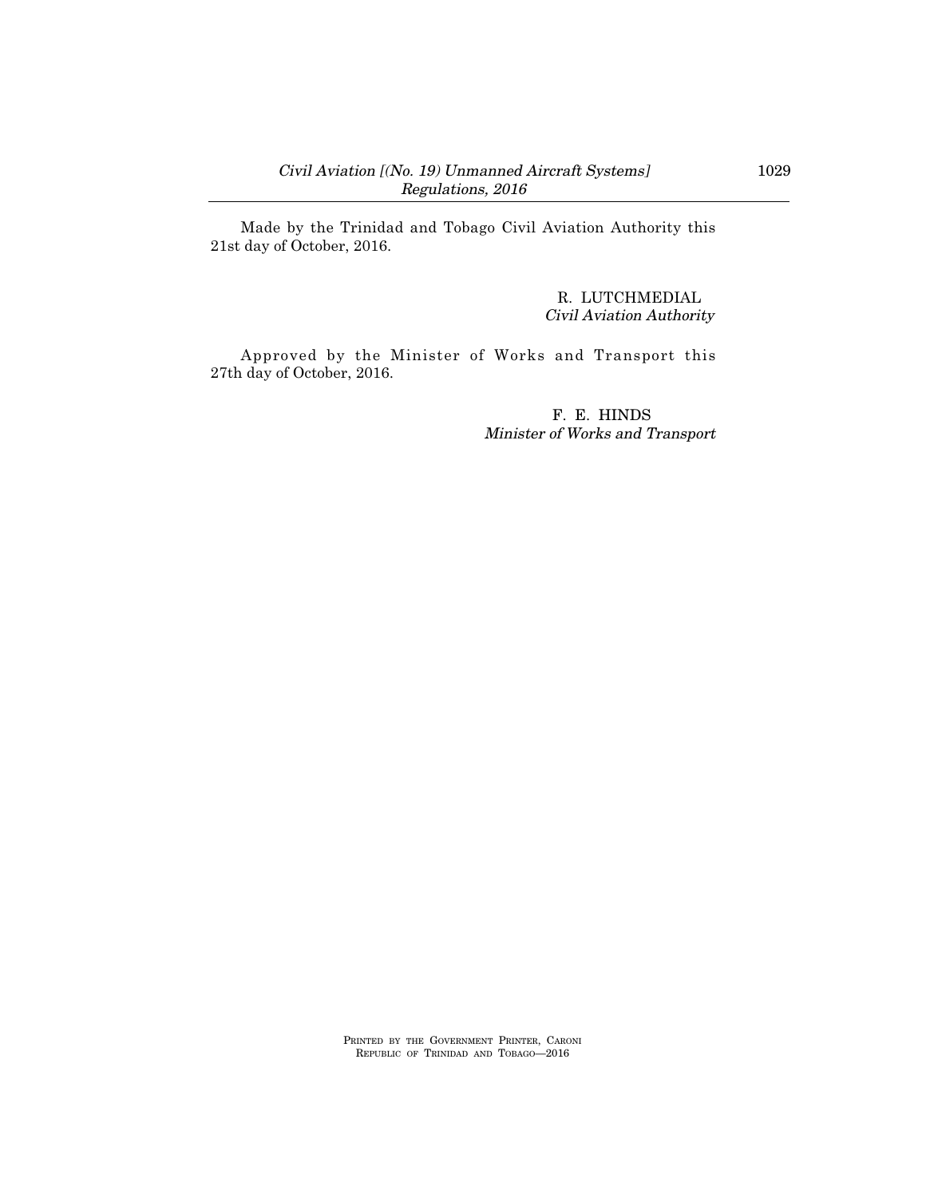Made by the Trinidad and Tobago Civil Aviation Authority this 21st day of October, 2016.

R. LUTCHMEDIAL
*Civil Aviation Authority*

Approved by the Minister of Works and Transport this 27th day of October, 2016.

F. E. HINDS
*Minister of Works and Transport*

PRINTED BY THE GOVERNMENT PRINTER, CARONI
REPUBLIC OF TRINIDAD AND TOBAGO—2016